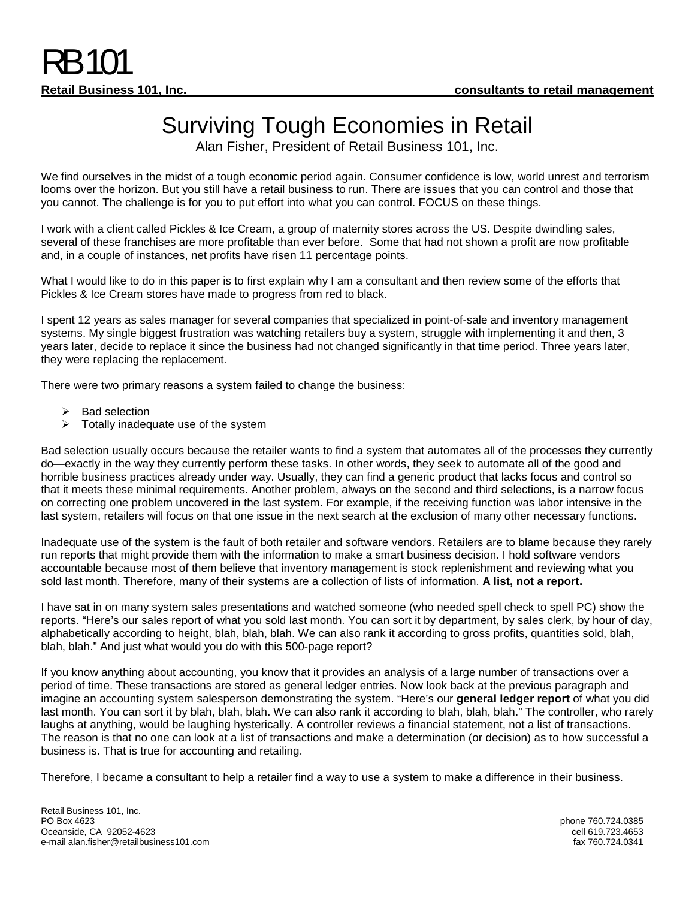# RB 101

**Retail Business 101, Inc.** **consultants to retail management**

# Surviving Tough Economies in Retail

Alan Fisher, President of Retail Business 101, Inc.

We find ourselves in the midst of a tough economic period again. Consumer confidence is low, world unrest and terrorism looms over the horizon. But you still have a retail business to run. There are issues that you can control and those that you cannot. The challenge is for you to put effort into what you can control. FOCUS on these things.

I work with a client called Pickles & Ice Cream, a group of maternity stores across the US. Despite dwindling sales, several of these franchises are more profitable than ever before. Some that had not shown a profit are now profitable and, in a couple of instances, net profits have risen 11 percentage points.

What I would like to do in this paper is to first explain why I am a consultant and then review some of the efforts that Pickles & Ice Cream stores have made to progress from red to black.

I spent 12 years as sales manager for several companies that specialized in point-of-sale and inventory management systems. My single biggest frustration was watching retailers buy a system, struggle with implementing it and then, 3 years later, decide to replace it since the business had not changed significantly in that time period. Three years later, they were replacing the replacement.

There were two primary reasons a system failed to change the business:

- Bad selection
- Totally inadequate use of the system

Bad selection usually occurs because the retailer wants to find a system that automates all of the processes they currently do—exactly in the way they currently perform these tasks. In other words, they seek to automate all of the good and horrible business practices already under way. Usually, they can find a generic product that lacks focus and control so that it meets these minimal requirements. Another problem, always on the second and third selections, is a narrow focus on correcting one problem uncovered in the last system. For example, if the receiving function was labor intensive in the last system, retailers will focus on that one issue in the next search at the exclusion of many other necessary functions.

Inadequate use of the system is the fault of both retailer and software vendors. Retailers are to blame because they rarely run reports that might provide them with the information to make a smart business decision. I hold software vendors accountable because most of them believe that inventory management is stock replenishment and reviewing what you sold last month. Therefore, many of their systems are a collection of lists of information. **A list, not a report.**

I have sat in on many system sales presentations and watched someone (who needed spell check to spell PC) show the reports. "Here's our sales report of what you sold last month. You can sort it by department, by sales clerk, by hour of day, alphabetically according to height, blah, blah, blah. We can also rank it according to gross profits, quantities sold, blah, blah, blah." And just what would you do with this 500-page report?

If you know anything about accounting, you know that it provides an analysis of a large number of transactions over a period of time. These transactions are stored as general ledger entries. Now look back at the previous paragraph and imagine an accounting system salesperson demonstrating the system. "Here's our **general ledger report** of what you did last month. You can sort it by blah, blah, blah. We can also rank it according to blah, blah, blah." The controller, who rarely laughs at anything, would be laughing hysterically. A controller reviews a financial statement, not a list of transactions. The reason is that no one can look at a list of transactions and make a determination (or decision) as to how successful a business is. That is true for accounting and retailing.

Therefore, I became a consultant to help a retailer find a way to use a system to make a difference in their business.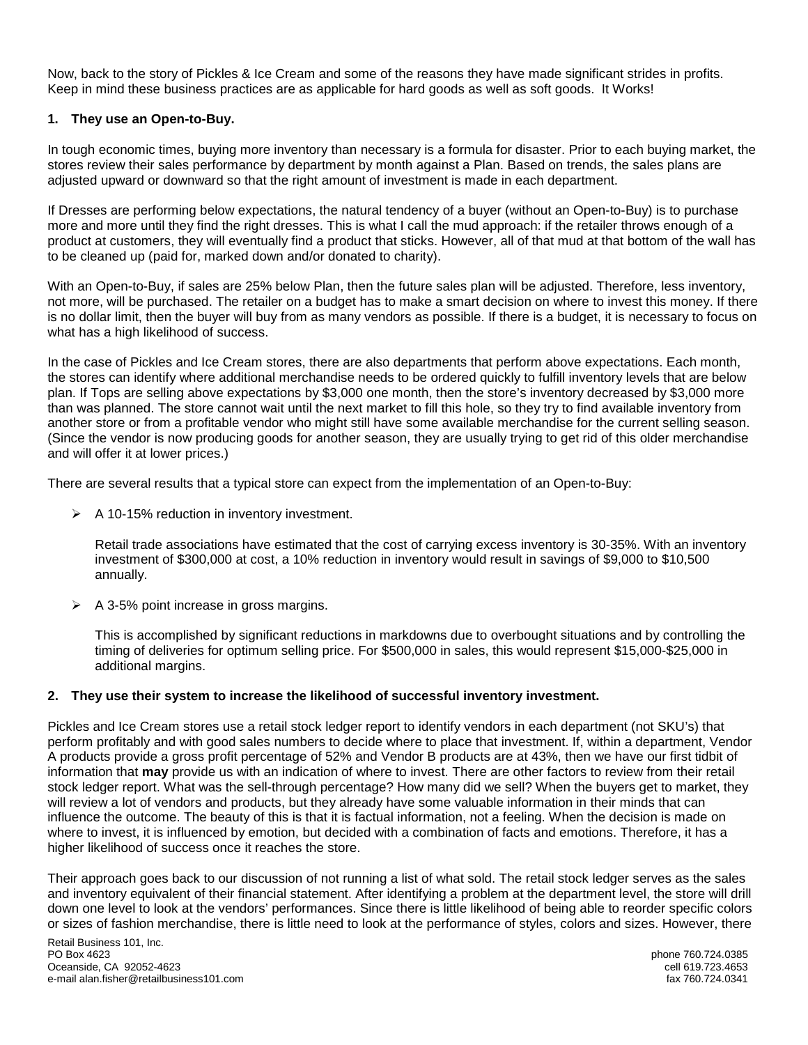Now, back to the story of Pickles & Ice Cream and some of the reasons they have made significant strides in profits. Keep in mind these business practices are as applicable for hard goods as well as soft goods. It Works!

**1. They use an Open-to-Buy.**

In tough economic times, buying more inventory than necessary is a formula for disaster. Prior to each buying market, the stores review their sales performance by department by month against a Plan. Based on trends, the sales plans are adjusted upward or downward so that the right amount of investment is made in each department.

If Dresses are performing below expectations, the natural tendency of a buyer (without an Open-to-Buy) is to purchase more and more until they find the right dresses. This is what I call the mud approach: if the retailer throws enough of a product at customers, they will eventually find a product that sticks. However, all of that mud at that bottom of the wall has to be cleaned up (paid for, marked down and/or donated to charity).

With an Open-to-Buy, if sales are 25% below Plan, then the future sales plan will be adjusted. Therefore, less inventory, not more, will be purchased. The retailer on a budget has to make a smart decision on where to invest this money. If there is no dollar limit, then the buyer will buy from as many vendors as possible. If there is a budget, it is necessary to focus on what has a high likelihood of success.

In the case of Pickles and Ice Cream stores, there are also departments that perform above expectations. Each month, the stores can identify where additional merchandise needs to be ordered quickly to fulfill inventory levels that are below plan. If Tops are selling above expectations by $3,000 one month, then the store's inventory decreased by $3,000 more than was planned. The store cannot wait until the next market to fill this hole, so they try to find available inventory from another store or from a profitable vendor who might still have some available merchandise for the current selling season. (Since the vendor is now producing goods for another season, they are usually trying to get rid of this older merchandise and will offer it at lower prices.)

There are several results that a typical store can expect from the implementation of an Open-to-Buy:

- A 10-15% reduction in inventory investment.

  Retail trade associations have estimated that the cost of carrying excess inventory is 30-35%. With an inventory investment of $300,000 at cost, a 10% reduction in inventory would result in savings of $9,000 to $10,500 annually.

- A 3-5% point increase in gross margins.

  This is accomplished by significant reductions in markdowns due to overbought situations and by controlling the timing of deliveries for optimum selling price. For $500,000 in sales, this would represent $15,000-$25,000 in additional margins.

**2. They use their system to increase the likelihood of successful inventory investment.**

Pickles and Ice Cream stores use a retail stock ledger report to identify vendors in each department (not SKU's) that perform profitably and with good sales numbers to decide where to place that investment. If, within a department, Vendor A products provide a gross profit percentage of 52% and Vendor B products are at 43%, then we have our first tidbit of information that **may** provide us with an indication of where to invest. There are other factors to review from their retail stock ledger report. What was the sell-through percentage? How many did we sell? When the buyers get to market, they will review a lot of vendors and products, but they already have some valuable information in their minds that can influence the outcome. The beauty of this is that it is factual information, not a feeling. When the decision is made on where to invest, it is influenced by emotion, but decided with a combination of facts and emotions. Therefore, it has a higher likelihood of success once it reaches the store.

Their approach goes back to our discussion of not running a list of what sold. The retail stock ledger serves as the sales and inventory equivalent of their financial statement. After identifying a problem at the department level, the store will drill down one level to look at the vendors' performances. Since there is little likelihood of being able to reorder specific colors or sizes of fashion merchandise, there is little need to look at the performance of styles, colors and sizes. However, there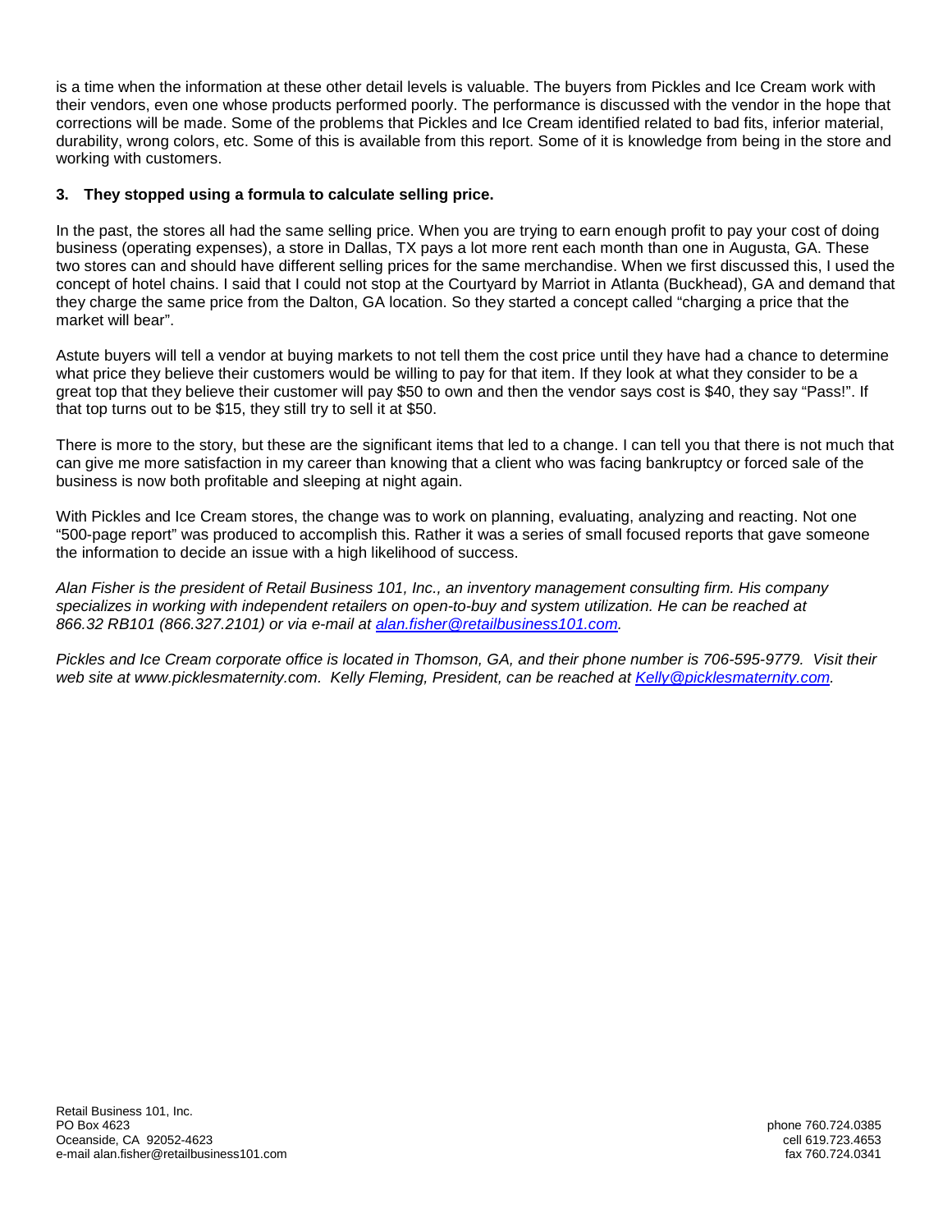is a time when the information at these other detail levels is valuable. The buyers from Pickles and Ice Cream work with their vendors, even one whose products performed poorly. The performance is discussed with the vendor in the hope that corrections will be made. Some of the problems that Pickles and Ice Cream identified related to bad fits, inferior material, durability, wrong colors, etc. Some of this is available from this report. Some of it is knowledge from being in the store and working with customers.

**3. They stopped using a formula to calculate selling price.**

In the past, the stores all had the same selling price. When you are trying to earn enough profit to pay your cost of doing business (operating expenses), a store in Dallas, TX pays a lot more rent each month than one in Augusta, GA. These two stores can and should have different selling prices for the same merchandise. When we first discussed this, I used the concept of hotel chains. I said that I could not stop at the Courtyard by Marriot in Atlanta (Buckhead), GA and demand that they charge the same price from the Dalton, GA location. So they started a concept called "charging a price that the market will bear".

Astute buyers will tell a vendor at buying markets to not tell them the cost price until they have had a chance to determine what price they believe their customers would be willing to pay for that item. If they look at what they consider to be a great top that they believe their customer will pay $50 to own and then the vendor says cost is $40, they say "Pass!". If that top turns out to be $15, they still try to sell it at $50.

There is more to the story, but these are the significant items that led to a change. I can tell you that there is not much that can give me more satisfaction in my career than knowing that a client who was facing bankruptcy or forced sale of the business is now both profitable and sleeping at night again.

With Pickles and Ice Cream stores, the change was to work on planning, evaluating, analyzing and reacting. Not one "500-page report" was produced to accomplish this. Rather it was a series of small focused reports that gave someone the information to decide an issue with a high likelihood of success.

*Alan Fisher is the president of Retail Business 101, Inc., an inventory management consulting firm. His company specializes in working with independent retailers on open-to-buy and system utilization. He can be reached at 866.32 RB101 (866.327.2101) or via e-mail at alan.fisher@retailbusiness101.com.*

*Pickles and Ice Cream corporate office is located in Thomson, GA, and their phone number is 706-595-9779. Visit their web site at www.picklesmaternity.com. Kelly Fleming, President, can be reached at Kelly@picklesmaternity.com.*